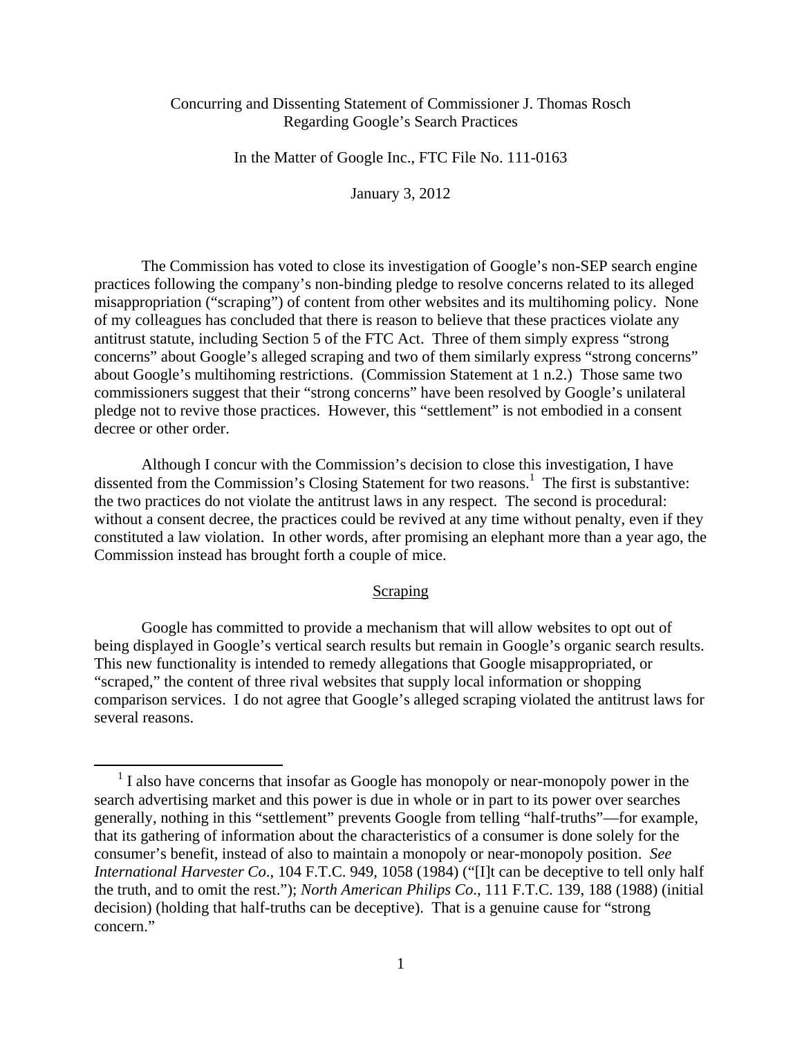Concurring and Dissenting Statement of Commissioner J. Thomas Rosch
Regarding Google's Search Practices

In the Matter of Google Inc., FTC File No. 111-0163

January 3, 2012

The Commission has voted to close its investigation of Google's non-SEP search engine practices following the company's non-binding pledge to resolve concerns related to its alleged misappropriation ("scraping") of content from other websites and its multihoming policy. None of my colleagues has concluded that there is reason to believe that these practices violate any antitrust statute, including Section 5 of the FTC Act. Three of them simply express "strong concerns" about Google's alleged scraping and two of them similarly express "strong concerns" about Google's multihoming restrictions. (Commission Statement at 1 n.2.) Those same two commissioners suggest that their "strong concerns" have been resolved by Google's unilateral pledge not to revive those practices. However, this "settlement" is not embodied in a consent decree or other order.

Although I concur with the Commission's decision to close this investigation, I have dissented from the Commission's Closing Statement for two reasons.[1] The first is substantive: the two practices do not violate the antitrust laws in any respect. The second is procedural: without a consent decree, the practices could be revived at any time without penalty, even if they constituted a law violation. In other words, after promising an elephant more than a year ago, the Commission instead has brought forth a couple of mice.

## Scraping

Google has committed to provide a mechanism that will allow websites to opt out of being displayed in Google's vertical search results but remain in Google's organic search results. This new functionality is intended to remedy allegations that Google misappropriated, or "scraped," the content of three rival websites that supply local information or shopping comparison services. I do not agree that Google's alleged scraping violated the antitrust laws for several reasons.

[1] I also have concerns that insofar as Google has monopoly or near-monopoly power in the search advertising market and this power is due in whole or in part to its power over searches generally, nothing in this "settlement" prevents Google from telling "half-truths"—for example, that its gathering of information about the characteristics of a consumer is done solely for the consumer's benefit, instead of also to maintain a monopoly or near-monopoly position. *See International Harvester Co*., 104 F.T.C. 949, 1058 (1984) ("[I]t can be deceptive to tell only half the truth, and to omit the rest."); *North American Philips Co*., 111 F.T.C. 139, 188 (1988) (initial decision) (holding that half-truths can be deceptive). That is a genuine cause for "strong concern."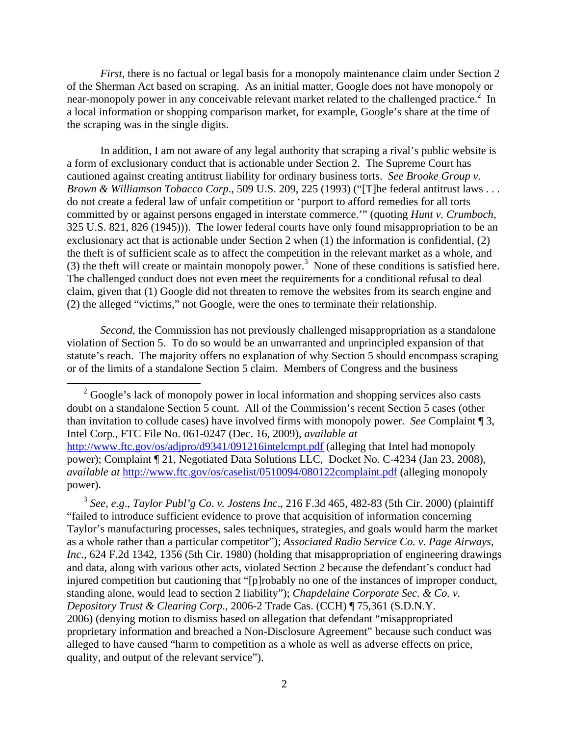*First*, there is no factual or legal basis for a monopoly maintenance claim under Section 2 of the Sherman Act based on scraping. As an initial matter, Google does not have monopoly or near-monopoly power in any conceivable relevant market related to the challenged practice.[2] In a local information or shopping comparison market, for example, Google's share at the time of the scraping was in the single digits.

In addition, I am not aware of any legal authority that scraping a rival's public website is a form of exclusionary conduct that is actionable under Section 2. The Supreme Court has cautioned against creating antitrust liability for ordinary business torts. *See Brooke Group v. Brown & Williamson Tobacco Corp*., 509 U.S. 209, 225 (1993) ("[T]he federal antitrust laws . . . do not create a federal law of unfair competition or 'purport to afford remedies for all torts committed by or against persons engaged in interstate commerce.'" (quoting *Hunt v. Crumboch*, 325 U.S. 821, 826 (1945))). The lower federal courts have only found misappropriation to be an exclusionary act that is actionable under Section 2 when (1) the information is confidential, (2) the theft is of sufficient scale as to affect the competition in the relevant market as a whole, and (3) the theft will create or maintain monopoly power.[3] None of these conditions is satisfied here. The challenged conduct does not even meet the requirements for a conditional refusal to deal claim, given that (1) Google did not threaten to remove the websites from its search engine and (2) the alleged "victims," not Google, were the ones to terminate their relationship.

*Second*, the Commission has not previously challenged misappropriation as a standalone violation of Section 5. To do so would be an unwarranted and unprincipled expansion of that statute's reach. The majority offers no explanation of why Section 5 should encompass scraping or of the limits of a standalone Section 5 claim. Members of Congress and the business

---

[2] Google's lack of monopoly power in local information and shopping services also casts doubt on a standalone Section 5 count. All of the Commission's recent Section 5 cases (other than invitation to collude cases) have involved firms with monopoly power. *See* Complaint ¶ 3, Intel Corp., FTC File No. 061-0247 (Dec. 16, 2009), *available at* http://www.ftc.gov/os/adjpro/d9341/091216intelcmpt.pdf (alleging that Intel had monopoly power); Complaint ¶ 21, Negotiated Data Solutions LLC, Docket No. C-4234 (Jan 23, 2008), *available at* http://www.ftc.gov/os/caselist/0510094/080122complaint.pdf (alleging monopoly power).

[3] *See, e.g*., *Taylor Publ'g Co. v. Jostens Inc*., 216 F.3d 465, 482-83 (5th Cir. 2000) (plaintiff "failed to introduce sufficient evidence to prove that acquisition of information concerning Taylor's manufacturing processes, sales techniques, strategies, and goals would harm the market as a whole rather than a particular competitor"); *Associated Radio Service Co. v. Page Airways, Inc.*, 624 F.2d 1342, 1356 (5th Cir. 1980) (holding that misappropriation of engineering drawings and data, along with various other acts, violated Section 2 because the defendant's conduct had injured competition but cautioning that "[p]robably no one of the instances of improper conduct, standing alone, would lead to section 2 liability"); *Chapdelaine Corporate Sec. & Co. v. Depository Trust & Clearing Corp*., 2006-2 Trade Cas. (CCH) ¶ 75,361 (S.D.N.Y. 2006) (denying motion to dismiss based on allegation that defendant "misappropriated proprietary information and breached a Non-Disclosure Agreement" because such conduct was alleged to have caused "harm to competition as a whole as well as adverse effects on price, quality, and output of the relevant service").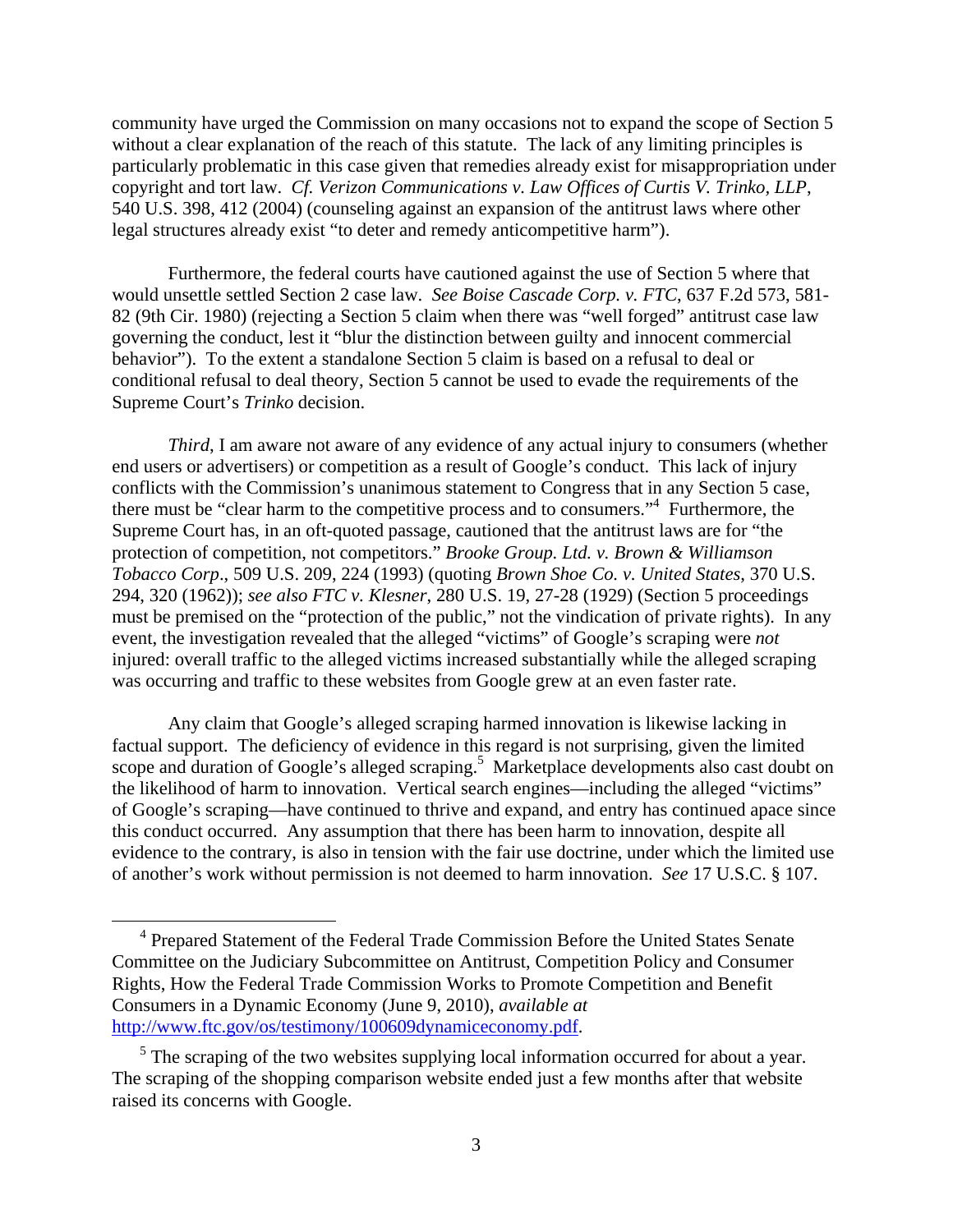community have urged the Commission on many occasions not to expand the scope of Section 5 without a clear explanation of the reach of this statute. The lack of any limiting principles is particularly problematic in this case given that remedies already exist for misappropriation under copyright and tort law. *Cf. Verizon Communications v. Law Offices of Curtis V. Trinko, LLP*, 540 U.S. 398, 412 (2004) (counseling against an expansion of the antitrust laws where other legal structures already exist "to deter and remedy anticompetitive harm").

Furthermore, the federal courts have cautioned against the use of Section 5 where that would unsettle settled Section 2 case law. *See Boise Cascade Corp. v. FTC*, 637 F.2d 573, 581-82 (9th Cir. 1980) (rejecting a Section 5 claim when there was "well forged" antitrust case law governing the conduct, lest it "blur the distinction between guilty and innocent commercial behavior"). To the extent a standalone Section 5 claim is based on a refusal to deal or conditional refusal to deal theory, Section 5 cannot be used to evade the requirements of the Supreme Court's *Trinko* decision.

*Third*, I am aware not aware of any evidence of any actual injury to consumers (whether end users or advertisers) or competition as a result of Google's conduct. This lack of injury conflicts with the Commission's unanimous statement to Congress that in any Section 5 case, there must be "clear harm to the competitive process and to consumers."[4] Furthermore, the Supreme Court has, in an oft-quoted passage, cautioned that the antitrust laws are for "the protection of competition, not competitors." *Brooke Group. Ltd. v. Brown & Williamson Tobacco Corp*., 509 U.S. 209, 224 (1993) (quoting *Brown Shoe Co. v. United States*, 370 U.S. 294, 320 (1962)); *see also FTC v. Klesner*, 280 U.S. 19, 27-28 (1929) (Section 5 proceedings must be premised on the "protection of the public," not the vindication of private rights). In any event, the investigation revealed that the alleged "victims" of Google's scraping were *not* injured: overall traffic to the alleged victims increased substantially while the alleged scraping was occurring and traffic to these websites from Google grew at an even faster rate.

Any claim that Google's alleged scraping harmed innovation is likewise lacking in factual support. The deficiency of evidence in this regard is not surprising, given the limited scope and duration of Google's alleged scraping.[5] Marketplace developments also cast doubt on the likelihood of harm to innovation. Vertical search engines—including the alleged "victims" of Google's scraping—have continued to thrive and expand, and entry has continued apace since this conduct occurred. Any assumption that there has been harm to innovation, despite all evidence to the contrary, is also in tension with the fair use doctrine, under which the limited use of another's work without permission is not deemed to harm innovation. *See* 17 U.S.C. § 107.

---

[4] Prepared Statement of the Federal Trade Commission Before the United States Senate Committee on the Judiciary Subcommittee on Antitrust, Competition Policy and Consumer Rights, How the Federal Trade Commission Works to Promote Competition and Benefit Consumers in a Dynamic Economy (June 9, 2010), *available at* http://www.ftc.gov/os/testimony/100609dynamiceconomy.pdf.

[5] The scraping of the two websites supplying local information occurred for about a year. The scraping of the shopping comparison website ended just a few months after that website raised its concerns with Google.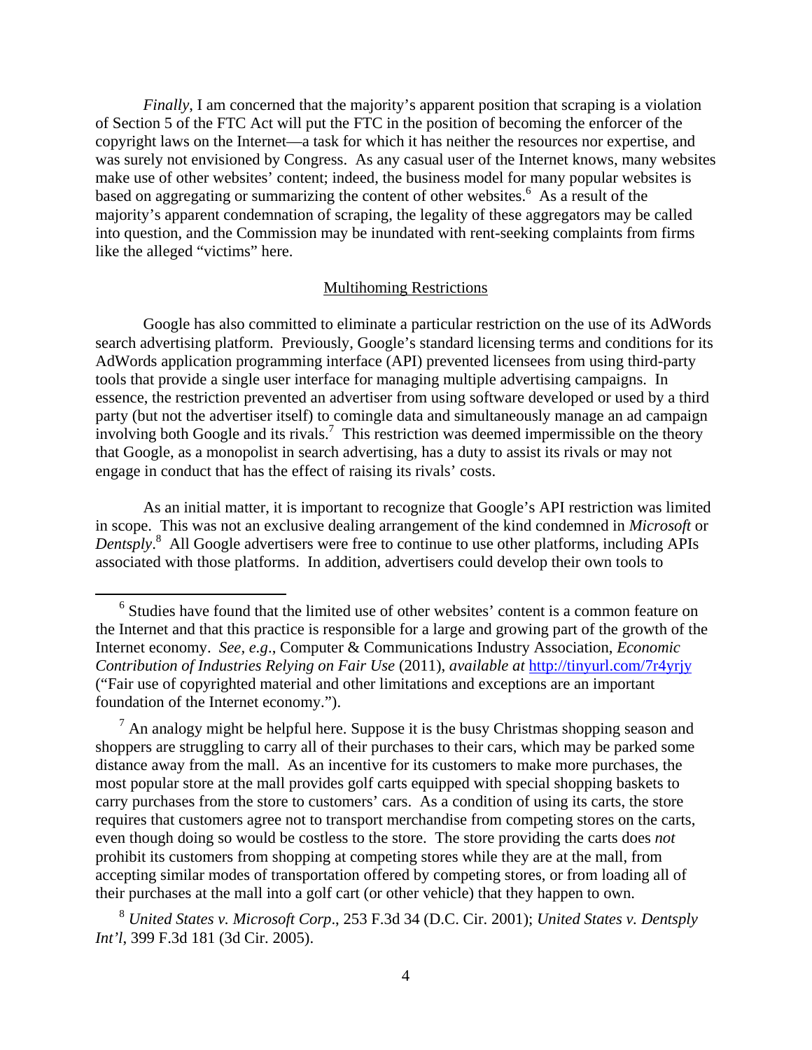*Finally*, I am concerned that the majority's apparent position that scraping is a violation of Section 5 of the FTC Act will put the FTC in the position of becoming the enforcer of the copyright laws on the Internet—a task for which it has neither the resources nor expertise, and was surely not envisioned by Congress. As any casual user of the Internet knows, many websites make use of other websites' content; indeed, the business model for many popular websites is based on aggregating or summarizing the content of other websites.[6] As a result of the majority's apparent condemnation of scraping, the legality of these aggregators may be called into question, and the Commission may be inundated with rent-seeking complaints from firms like the alleged "victims" here.

## Multihoming Restrictions

Google has also committed to eliminate a particular restriction on the use of its AdWords search advertising platform. Previously, Google's standard licensing terms and conditions for its AdWords application programming interface (API) prevented licensees from using third-party tools that provide a single user interface for managing multiple advertising campaigns. In essence, the restriction prevented an advertiser from using software developed or used by a third party (but not the advertiser itself) to comingle data and simultaneously manage an ad campaign involving both Google and its rivals.[7] This restriction was deemed impermissible on the theory that Google, as a monopolist in search advertising, has a duty to assist its rivals or may not engage in conduct that has the effect of raising its rivals' costs.

As an initial matter, it is important to recognize that Google's API restriction was limited in scope. This was not an exclusive dealing arrangement of the kind condemned in *Microsoft* or *Dentsply*.[8] All Google advertisers were free to continue to use other platforms, including APIs associated with those platforms. In addition, advertisers could develop their own tools to

---

[6] Studies have found that the limited use of other websites' content is a common feature on the Internet and that this practice is responsible for a large and growing part of the growth of the Internet economy. *See, e.g.*, Computer & Communications Industry Association, *Economic Contribution of Industries Relying on Fair Use* (2011), *available at* http://tinyurl.com/7r4yrjy ("Fair use of copyrighted material and other limitations and exceptions are an important foundation of the Internet economy.").

[7] An analogy might be helpful here. Suppose it is the busy Christmas shopping season and shoppers are struggling to carry all of their purchases to their cars, which may be parked some distance away from the mall. As an incentive for its customers to make more purchases, the most popular store at the mall provides golf carts equipped with special shopping baskets to carry purchases from the store to customers' cars. As a condition of using its carts, the store requires that customers agree not to transport merchandise from competing stores on the carts, even though doing so would be costless to the store. The store providing the carts does *not* prohibit its customers from shopping at competing stores while they are at the mall, from accepting similar modes of transportation offered by competing stores, or from loading all of their purchases at the mall into a golf cart (or other vehicle) that they happen to own.

[8] *United States v. Microsoft Corp*., 253 F.3d 34 (D.C. Cir. 2001); *United States v. Dentsply Int'l*, 399 F.3d 181 (3d Cir. 2005).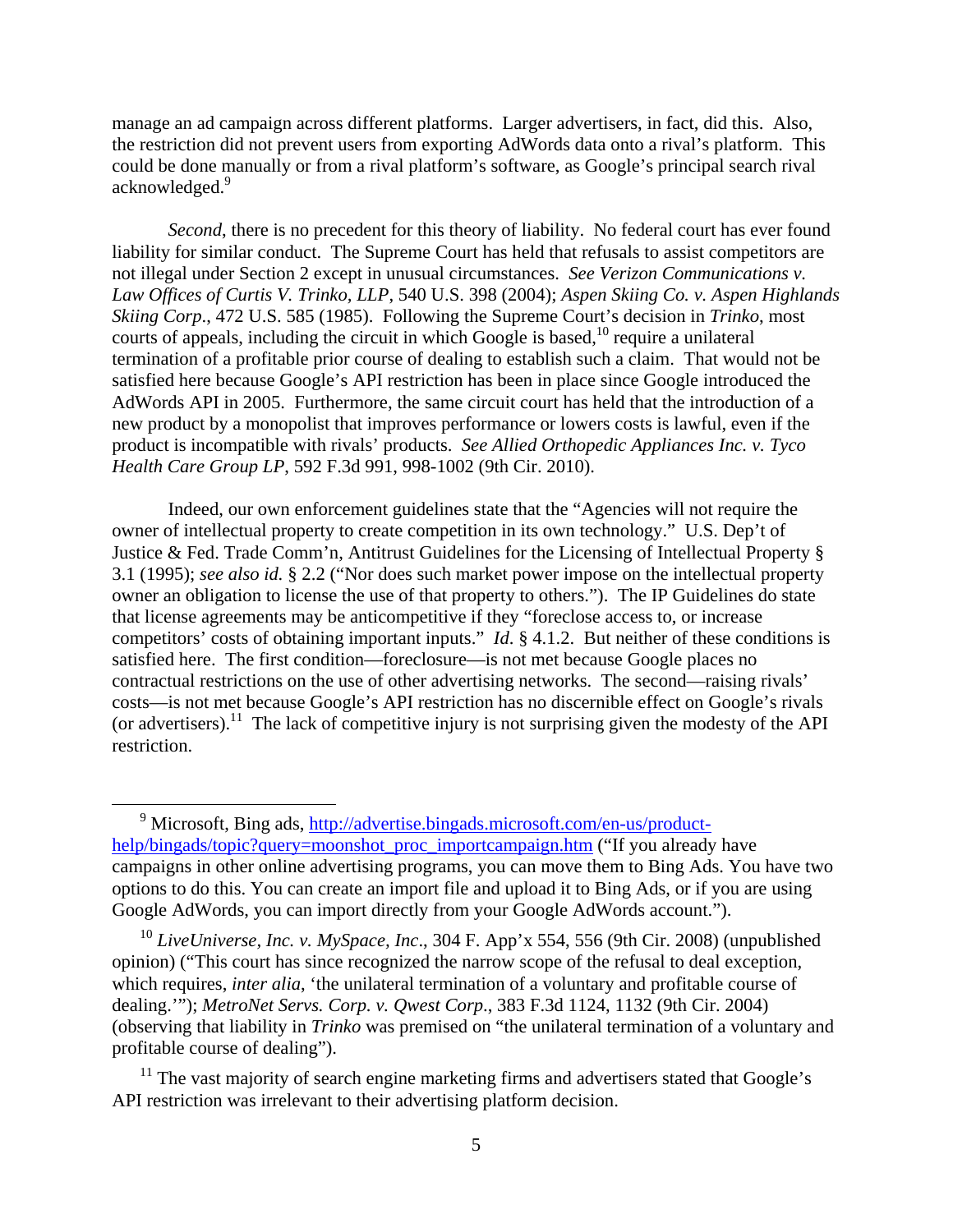manage an ad campaign across different platforms. Larger advertisers, in fact, did this. Also, the restriction did not prevent users from exporting AdWords data onto a rival's platform. This could be done manually or from a rival platform's software, as Google's principal search rival acknowledged.[9]

*Second*, there is no precedent for this theory of liability. No federal court has ever found liability for similar conduct. The Supreme Court has held that refusals to assist competitors are not illegal under Section 2 except in unusual circumstances. *See Verizon Communications v. Law Offices of Curtis V. Trinko, LLP*, 540 U.S. 398 (2004); *Aspen Skiing Co. v. Aspen Highlands Skiing Corp*., 472 U.S. 585 (1985). Following the Supreme Court's decision in *Trinko*, most courts of appeals, including the circuit in which Google is based,[10] require a unilateral termination of a profitable prior course of dealing to establish such a claim. That would not be satisfied here because Google's API restriction has been in place since Google introduced the AdWords API in 2005. Furthermore, the same circuit court has held that the introduction of a new product by a monopolist that improves performance or lowers costs is lawful, even if the product is incompatible with rivals' products. *See Allied Orthopedic Appliances Inc. v. Tyco Health Care Group LP*, 592 F.3d 991, 998-1002 (9th Cir. 2010).

Indeed, our own enforcement guidelines state that the "Agencies will not require the owner of intellectual property to create competition in its own technology." U.S. Dep't of Justice & Fed. Trade Comm'n, Antitrust Guidelines for the Licensing of Intellectual Property § 3.1 (1995); *see also id.* § 2.2 ("Nor does such market power impose on the intellectual property owner an obligation to license the use of that property to others."). The IP Guidelines do state that license agreements may be anticompetitive if they "foreclose access to, or increase competitors' costs of obtaining important inputs." *Id.* § 4.1.2. But neither of these conditions is satisfied here. The first condition—foreclosure—is not met because Google places no contractual restrictions on the use of other advertising networks. The second—raising rivals' costs—is not met because Google's API restriction has no discernible effect on Google's rivals (or advertisers).[11] The lack of competitive injury is not surprising given the modesty of the API restriction.

---

[9] Microsoft, Bing ads, http://advertise.bingads.microsoft.com/en-us/product-help/bingads/topic?query=moonshot_proc_importcampaign.htm ("If you already have campaigns in other online advertising programs, you can move them to Bing Ads. You have two options to do this. You can create an import file and upload it to Bing Ads, or if you are using Google AdWords, you can import directly from your Google AdWords account.").

[10] *LiveUniverse, Inc. v. MySpace, Inc*., 304 F. App'x 554, 556 (9th Cir. 2008) (unpublished opinion) ("This court has since recognized the narrow scope of the refusal to deal exception, which requires, *inter alia*, 'the unilateral termination of a voluntary and profitable course of dealing.'"); *MetroNet Servs. Corp. v. Qwest Corp*., 383 F.3d 1124, 1132 (9th Cir. 2004) (observing that liability in *Trinko* was premised on "the unilateral termination of a voluntary and profitable course of dealing").

[11] The vast majority of search engine marketing firms and advertisers stated that Google's API restriction was irrelevant to their advertising platform decision.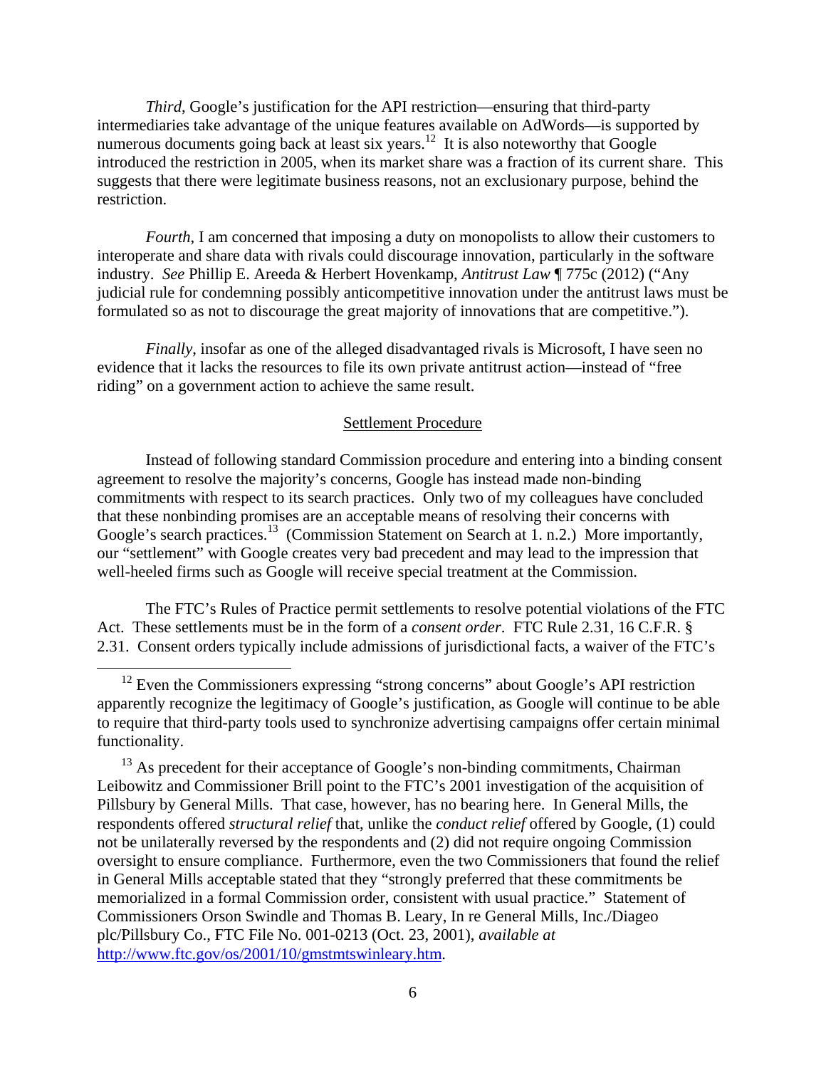*Third*, Google's justification for the API restriction—ensuring that third-party intermediaries take advantage of the unique features available on AdWords—is supported by numerous documents going back at least six years.[12] It is also noteworthy that Google introduced the restriction in 2005, when its market share was a fraction of its current share. This suggests that there were legitimate business reasons, not an exclusionary purpose, behind the restriction.

*Fourth*, I am concerned that imposing a duty on monopolists to allow their customers to interoperate and share data with rivals could discourage innovation, particularly in the software industry. *See* Phillip E. Areeda & Herbert Hovenkamp, *Antitrust Law* ¶ 775c (2012) ("Any judicial rule for condemning possibly anticompetitive innovation under the antitrust laws must be formulated so as not to discourage the great majority of innovations that are competitive.").

*Finally*, insofar as one of the alleged disadvantaged rivals is Microsoft, I have seen no evidence that it lacks the resources to file its own private antitrust action—instead of "free riding" on a government action to achieve the same result.

<u>Settlement Procedure</u>

Instead of following standard Commission procedure and entering into a binding consent agreement to resolve the majority's concerns, Google has instead made non-binding commitments with respect to its search practices. Only two of my colleagues have concluded that these nonbinding promises are an acceptable means of resolving their concerns with Google's search practices.[13] (Commission Statement on Search at 1. n.2.) More importantly, our "settlement" with Google creates very bad precedent and may lead to the impression that well-heeled firms such as Google will receive special treatment at the Commission.

The FTC's Rules of Practice permit settlements to resolve potential violations of the FTC Act. These settlements must be in the form of a *consent order*. FTC Rule 2.31, 16 C.F.R. § 2.31. Consent orders typically include admissions of jurisdictional facts, a waiver of the FTC's

---

[12] Even the Commissioners expressing "strong concerns" about Google's API restriction apparently recognize the legitimacy of Google's justification, as Google will continue to be able to require that third-party tools used to synchronize advertising campaigns offer certain minimal functionality.

[13] As precedent for their acceptance of Google's non-binding commitments, Chairman Leibowitz and Commissioner Brill point to the FTC's 2001 investigation of the acquisition of Pillsbury by General Mills. That case, however, has no bearing here. In General Mills, the respondents offered *structural relief* that, unlike the *conduct relief* offered by Google, (1) could not be unilaterally reversed by the respondents and (2) did not require ongoing Commission oversight to ensure compliance. Furthermore, even the two Commissioners that found the relief in General Mills acceptable stated that they "strongly preferred that these commitments be memorialized in a formal Commission order, consistent with usual practice." Statement of Commissioners Orson Swindle and Thomas B. Leary, In re General Mills, Inc./Diageo plc/Pillsbury Co., FTC File No. 001-0213 (Oct. 23, 2001), *available at* http://www.ftc.gov/os/2001/10/gmstmtswinleary.htm.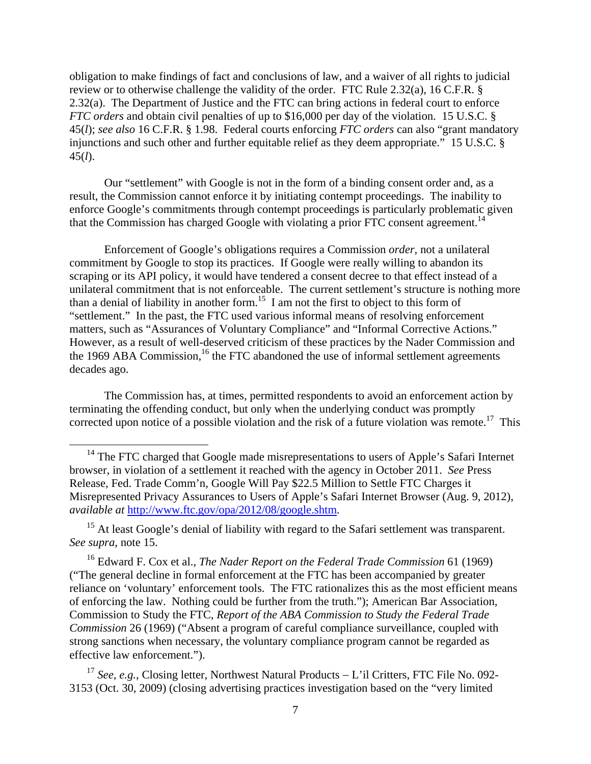obligation to make findings of fact and conclusions of law, and a waiver of all rights to judicial review or to otherwise challenge the validity of the order. FTC Rule 2.32(a), 16 C.F.R. § 2.32(a). The Department of Justice and the FTC can bring actions in federal court to enforce *FTC orders* and obtain civil penalties of up to $16,000 per day of the violation. 15 U.S.C. § 45(*l*); *see also* 16 C.F.R. § 1.98. Federal courts enforcing *FTC orders* can also "grant mandatory injunctions and such other and further equitable relief as they deem appropriate." 15 U.S.C. § 45(*l*).

Our "settlement" with Google is not in the form of a binding consent order and, as a result, the Commission cannot enforce it by initiating contempt proceedings. The inability to enforce Google's commitments through contempt proceedings is particularly problematic given that the Commission has charged Google with violating a prior FTC consent agreement.[14]

Enforcement of Google's obligations requires a Commission *order*, not a unilateral commitment by Google to stop its practices. If Google were really willing to abandon its scraping or its API policy, it would have tendered a consent decree to that effect instead of a unilateral commitment that is not enforceable. The current settlement's structure is nothing more than a denial of liability in another form.[15] I am not the first to object to this form of "settlement." In the past, the FTC used various informal means of resolving enforcement matters, such as "Assurances of Voluntary Compliance" and "Informal Corrective Actions." However, as a result of well-deserved criticism of these practices by the Nader Commission and the 1969 ABA Commission,[16] the FTC abandoned the use of informal settlement agreements decades ago.

The Commission has, at times, permitted respondents to avoid an enforcement action by terminating the offending conduct, but only when the underlying conduct was promptly corrected upon notice of a possible violation and the risk of a future violation was remote.[17] This

---

[14] The FTC charged that Google made misrepresentations to users of Apple's Safari Internet browser, in violation of a settlement it reached with the agency in October 2011. *See* Press Release, Fed. Trade Comm'n, Google Will Pay $22.5 Million to Settle FTC Charges it Misrepresented Privacy Assurances to Users of Apple's Safari Internet Browser (Aug. 9, 2012), *available at* http://www.ftc.gov/opa/2012/08/google.shtm.

[15] At least Google's denial of liability with regard to the Safari settlement was transparent. *See supra*, note 15.

[16] Edward F. Cox et al., *The Nader Report on the Federal Trade Commission* 61 (1969) ("The general decline in formal enforcement at the FTC has been accompanied by greater reliance on 'voluntary' enforcement tools. The FTC rationalizes this as the most efficient means of enforcing the law. Nothing could be further from the truth."); American Bar Association, Commission to Study the FTC, *Report of the ABA Commission to Study the Federal Trade Commission* 26 (1969) ("Absent a program of careful compliance surveillance, coupled with strong sanctions when necessary, the voluntary compliance program cannot be regarded as effective law enforcement.").

[17] *See, e.g.*, Closing letter, Northwest Natural Products – L'il Critters, FTC File No. 092-3153 (Oct. 30, 2009) (closing advertising practices investigation based on the "very limited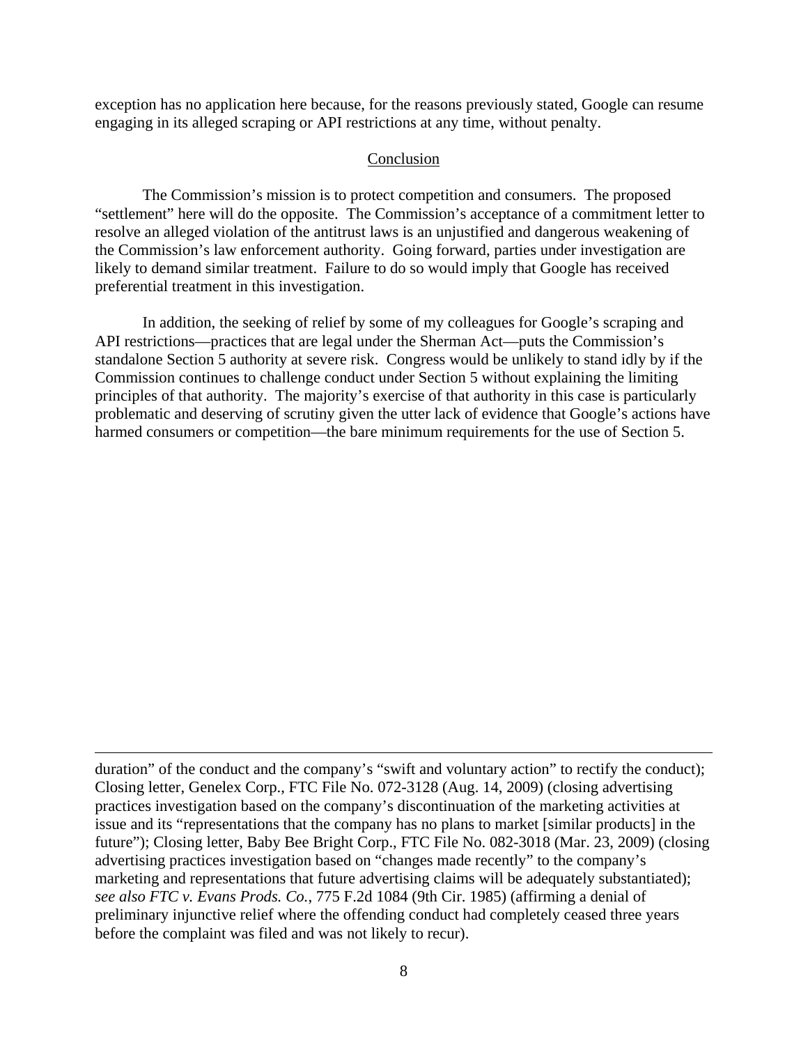exception has no application here because, for the reasons previously stated, Google can resume engaging in its alleged scraping or API restrictions at any time, without penalty.

## Conclusion

The Commission's mission is to protect competition and consumers. The proposed "settlement" here will do the opposite. The Commission's acceptance of a commitment letter to resolve an alleged violation of the antitrust laws is an unjustified and dangerous weakening of the Commission's law enforcement authority. Going forward, parties under investigation are likely to demand similar treatment. Failure to do so would imply that Google has received preferential treatment in this investigation.

In addition, the seeking of relief by some of my colleagues for Google's scraping and API restrictions—practices that are legal under the Sherman Act—puts the Commission's standalone Section 5 authority at severe risk. Congress would be unlikely to stand idly by if the Commission continues to challenge conduct under Section 5 without explaining the limiting principles of that authority. The majority's exercise of that authority in this case is particularly problematic and deserving of scrutiny given the utter lack of evidence that Google's actions have harmed consumers or competition—the bare minimum requirements for the use of Section 5.

---

duration" of the conduct and the company's "swift and voluntary action" to rectify the conduct); Closing letter, Genelex Corp., FTC File No. 072-3128 (Aug. 14, 2009) (closing advertising practices investigation based on the company's discontinuation of the marketing activities at issue and its "representations that the company has no plans to market [similar products] in the future"); Closing letter, Baby Bee Bright Corp., FTC File No. 082-3018 (Mar. 23, 2009) (closing advertising practices investigation based on "changes made recently" to the company's marketing and representations that future advertising claims will be adequately substantiated); *see also FTC v. Evans Prods. Co.*, 775 F.2d 1084 (9th Cir. 1985) (affirming a denial of preliminary injunctive relief where the offending conduct had completely ceased three years before the complaint was filed and was not likely to recur).